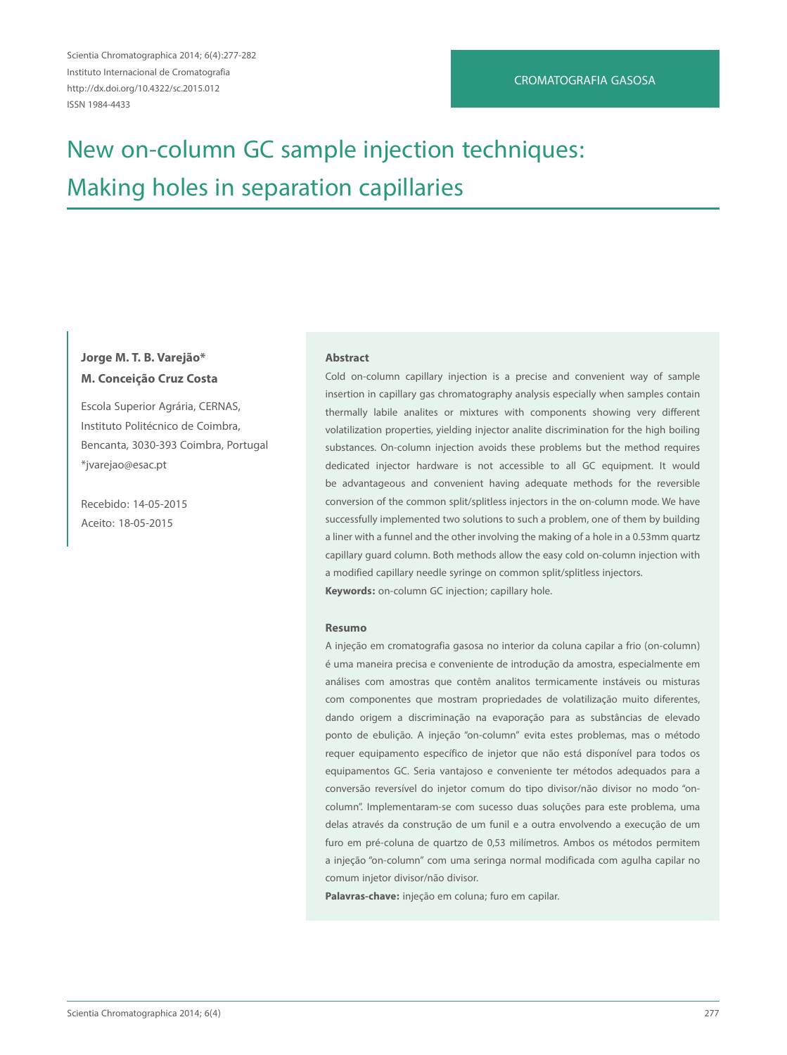CROMATOGRAFIA GASOSA

# New on-column GC sample injection techniques: Making holes in separation capillaries

**Jorge M. T. B. Varejão***
**M. Conceição Cruz Costa**

Escola Superior Agrária, CERNAS,
Instituto Politécnico de Coimbra,
Bencanta, 3030-393 Coimbra, Portugal
*jvarejao@esac.pt

Recebido: 14-05-2015
Aceito: 18-05-2015

### Abstract

Cold on-column capillary injection is a precise and convenient way of sample insertion in capillary gas chromatography analysis especially when samples contain thermally labile analites or mixtures with components showing very different volatilization properties, yielding injector analite discrimination for the high boiling substances. On-column injection avoids these problems but the method requires dedicated injector hardware is not accessible to all GC equipment. It would be advantageous and convenient having adequate methods for the reversible conversion of the common split/splitless injectors in the on-column mode. We have successfully implemented two solutions to such a problem, one of them by building a liner with a funnel and the other involving the making of a hole in a 0.53mm quartz capillary guard column. Both methods allow the easy cold on-column injection with a modified capillary needle syringe on common split/splitless injectors.

**Keywords:** on-column GC injection; capillary hole.

### Resumo

A injeção em cromatografia gasosa no interior da coluna capilar a frio (on-column) é uma maneira precisa e conveniente de introdução da amostra, especialmente em análises com amostras que contêm analitos termicamente instáveis ou misturas com componentes que mostram propriedades de volatilização muito diferentes, dando origem a discriminação na evaporação para as substâncias de elevado ponto de ebulição. A injeção "on-column" evita estes problemas, mas o método requer equipamento específico de injetor que não está disponível para todos os equipamentos GC. Seria vantajoso e conveniente ter métodos adequados para a conversão reversível do injetor comum do tipo divisor/não divisor no modo "on-column". Implementaram-se com sucesso duas soluções para este problema, uma delas através da construção de um funil e a outra envolvendo a execução de um furo em pré-coluna de quartzo de 0,53 milímetros. Ambos os métodos permitem a injeção "on-column" com uma seringa normal modificada com agulha capilar no comum injetor divisor/não divisor.

**Palavras-chave:** injeção em coluna; furo em capilar.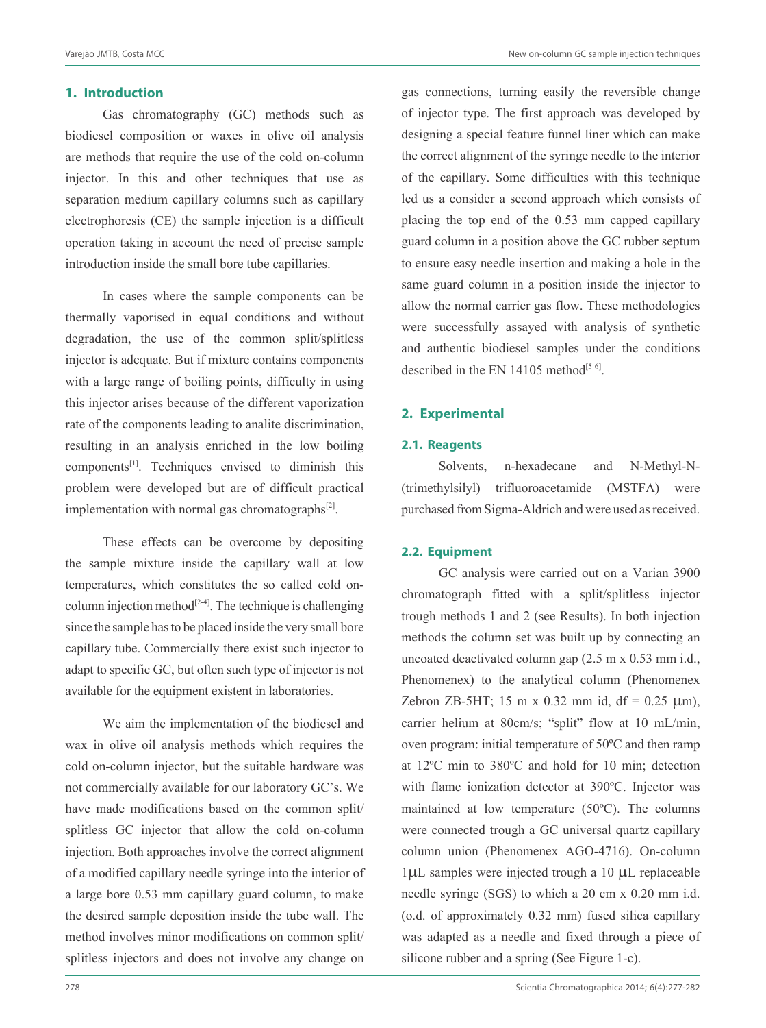## 1. Introduction

Gas chromatography (GC) methods such as biodiesel composition or waxes in olive oil analysis are methods that require the use of the cold on-column injector. In this and other techniques that use as separation medium capillary columns such as capillary electrophoresis (CE) the sample injection is a difficult operation taking in account the need of precise sample introduction inside the small bore tube capillaries.

In cases where the sample components can be thermally vaporised in equal conditions and without degradation, the use of the common split/splitless injector is adequate. But if mixture contains components with a large range of boiling points, difficulty in using this injector arises because of the different vaporization rate of the components leading to analite discrimination, resulting in an analysis enriched in the low boiling components[1]. Techniques envised to diminish this problem were developed but are of difficult practical implementation with normal gas chromatographs[2].

These effects can be overcome by depositing the sample mixture inside the capillary wall at low temperatures, which constitutes the so called cold on-column injection method[2-4]. The technique is challenging since the sample has to be placed inside the very small bore capillary tube. Commercially there exist such injector to adapt to specific GC, but often such type of injector is not available for the equipment existent in laboratories.

We aim the implementation of the biodiesel and wax in olive oil analysis methods which requires the cold on-column injector, but the suitable hardware was not commercially available for our laboratory GC's. We have made modifications based on the common split/splitless GC injector that allow the cold on-column injection. Both approaches involve the correct alignment of a modified capillary needle syringe into the interior of a large bore 0.53 mm capillary guard column, to make the desired sample deposition inside the tube wall. The method involves minor modifications on common split/splitless injectors and does not involve any change on gas connections, turning easily the reversible change of injector type. The first approach was developed by designing a special feature funnel liner which can make the correct alignment of the syringe needle to the interior of the capillary. Some difficulties with this technique led us a consider a second approach which consists of placing the top end of the 0.53 mm capped capillary guard column in a position above the GC rubber septum to ensure easy needle insertion and making a hole in the same guard column in a position inside the injector to allow the normal carrier gas flow. These methodologies were successfully assayed with analysis of synthetic and authentic biodiesel samples under the conditions described in the EN 14105 method[5-6].

## 2. Experimental

### 2.1. Reagents

Solvents, n-hexadecane and N-Methyl-N-(trimethylsilyl) trifluoroacetamide (MSTFA) were purchased from Sigma-Aldrich and were used as received.

### 2.2. Equipment

GC analysis were carried out on a Varian 3900 chromatograph fitted with a split/splitless injector trough methods 1 and 2 (see Results). In both injection methods the column set was built up by connecting an uncoated deactivated column gap (2.5 m x 0.53 mm i.d., Phenomenex) to the analytical column (Phenomenex Zebron ZB-5HT; 15 m x 0.32 mm id, df = 0.25 μm), carrier helium at 80cm/s; "split" flow at 10 mL/min, oven program: initial temperature of 50ºC and then ramp at 12ºC min to 380ºC and hold for 10 min; detection with flame ionization detector at 390ºC. Injector was maintained at low temperature (50ºC). The columns were connected trough a GC universal quartz capillary column union (Phenomenex AGO-4716). On-column 1μL samples were injected trough a 10 μL replaceable needle syringe (SGS) to which a 20 cm x 0.20 mm i.d. (o.d. of approximately 0.32 mm) fused silica capillary was adapted as a needle and fixed through a piece of silicone rubber and a spring (See Figure 1-c).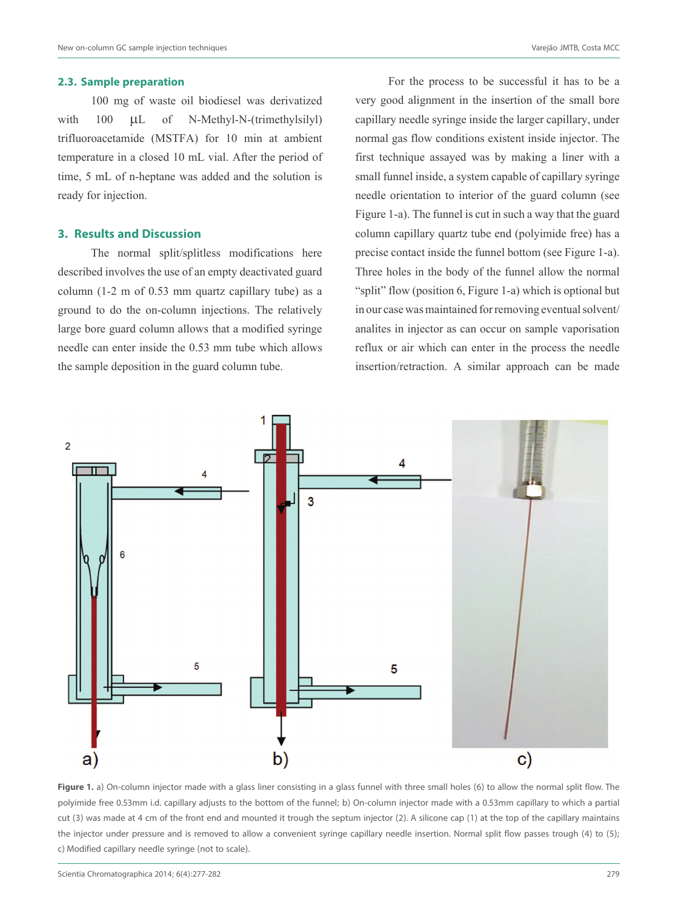## 2.3. Sample preparation

100 mg of waste oil biodiesel was derivatized with 100 µL of N-Methyl-N-(trimethylsilyl) trifluoroacetamide (MSTFA) for 10 min at ambient temperature in a closed 10 mL vial. After the period of time, 5 mL of n-heptane was added and the solution is ready for injection.

# 3. Results and Discussion

The normal split/splitless modifications here described involves the use of an empty deactivated guard column (1-2 m of 0.53 mm quartz capillary tube) as a ground to do the on-column injections. The relatively large bore guard column allows that a modified syringe needle can enter inside the 0.53 mm tube which allows the sample deposition in the guard column tube.

For the process to be successful it has to be a very good alignment in the insertion of the small bore capillary needle syringe inside the larger capillary, under normal gas flow conditions existent inside injector. The first technique assayed was by making a liner with a small funnel inside, a system capable of capillary syringe needle orientation to interior of the guard column (see Figure 1-a). The funnel is cut in such a way that the guard column capillary quartz tube end (polyimide free) has a precise contact inside the funnel bottom (see Figure 1-a). Three holes in the body of the funnel allow the normal "split" flow (position 6, Figure 1-a) which is optional but in our case was maintained for removing eventual solvent/ analites in injector as can occur on sample vaporisation reflux or air which can enter in the process the needle insertion/retraction. A similar approach can be made

**Figure 1.** a) On-column injector made with a glass liner consisting in a glass funnel with three small holes (6) to allow the normal split flow. The polyimide free 0.53mm i.d. capillary adjusts to the bottom of the funnel; b) On-column injector made with a 0.53mm capillary to which a partial cut (3) was made at 4 cm of the front end and mounted it trough the septum injector (2). A silicone cap (1) at the top of the capillary maintains the injector under pressure and is removed to allow a convenient syringe capillary needle insertion. Normal split flow passes trough (4) to (5); c) Modified capillary needle syringe (not to scale).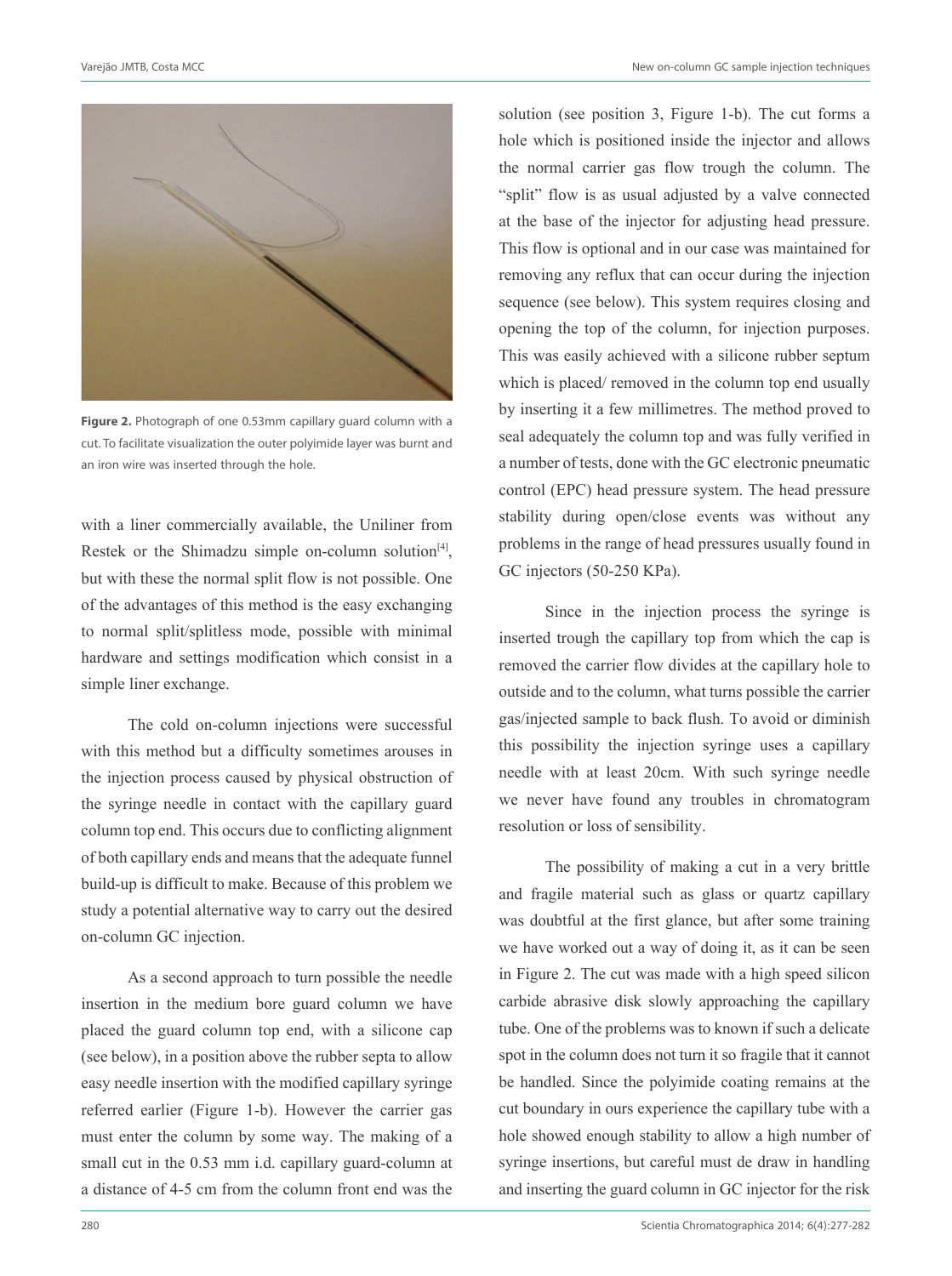**Figure 2.** Photograph of one 0.53mm capillary guard column with a cut. To facilitate visualization the outer polyimide layer was burnt and an iron wire was inserted through the hole.

with a liner commercially available, the Uniliner from Restek or the Shimadzu simple on-column solution[4], but with these the normal split flow is not possible. One of the advantages of this method is the easy exchanging to normal split/splitless mode, possible with minimal hardware and settings modification which consist in a simple liner exchange.

The cold on-column injections were successful with this method but a difficulty sometimes arouses in the injection process caused by physical obstruction of the syringe needle in contact with the capillary guard column top end. This occurs due to conflicting alignment of both capillary ends and means that the adequate funnel build-up is difficult to make. Because of this problem we study a potential alternative way to carry out the desired on-column GC injection.

As a second approach to turn possible the needle insertion in the medium bore guard column we have placed the guard column top end, with a silicone cap (see below), in a position above the rubber septa to allow easy needle insertion with the modified capillary syringe referred earlier (Figure 1-b). However the carrier gas must enter the column by some way. The making of a small cut in the 0.53 mm i.d. capillary guard-column at a distance of 4-5 cm from the column front end was the solution (see position 3, Figure 1-b). The cut forms a hole which is positioned inside the injector and allows the normal carrier gas flow trough the column. The "split" flow is as usual adjusted by a valve connected at the base of the injector for adjusting head pressure. This flow is optional and in our case was maintained for removing any reflux that can occur during the injection sequence (see below). This system requires closing and opening the top of the column, for injection purposes. This was easily achieved with a silicone rubber septum which is placed/ removed in the column top end usually by inserting it a few millimetres. The method proved to seal adequately the column top and was fully verified in a number of tests, done with the GC electronic pneumatic control (EPC) head pressure system. The head pressure stability during open/close events was without any problems in the range of head pressures usually found in GC injectors (50-250 KPa).

Since in the injection process the syringe is inserted trough the capillary top from which the cap is removed the carrier flow divides at the capillary hole to outside and to the column, what turns possible the carrier gas/injected sample to back flush. To avoid or diminish this possibility the injection syringe uses a capillary needle with at least 20cm. With such syringe needle we never have found any troubles in chromatogram resolution or loss of sensibility.

The possibility of making a cut in a very brittle and fragile material such as glass or quartz capillary was doubtful at the first glance, but after some training we have worked out a way of doing it, as it can be seen in Figure 2. The cut was made with a high speed silicon carbide abrasive disk slowly approaching the capillary tube. One of the problems was to known if such a delicate spot in the column does not turn it so fragile that it cannot be handled. Since the polyimide coating remains at the cut boundary in ours experience the capillary tube with a hole showed enough stability to allow a high number of syringe insertions, but careful must de draw in handling and inserting the guard column in GC injector for the risk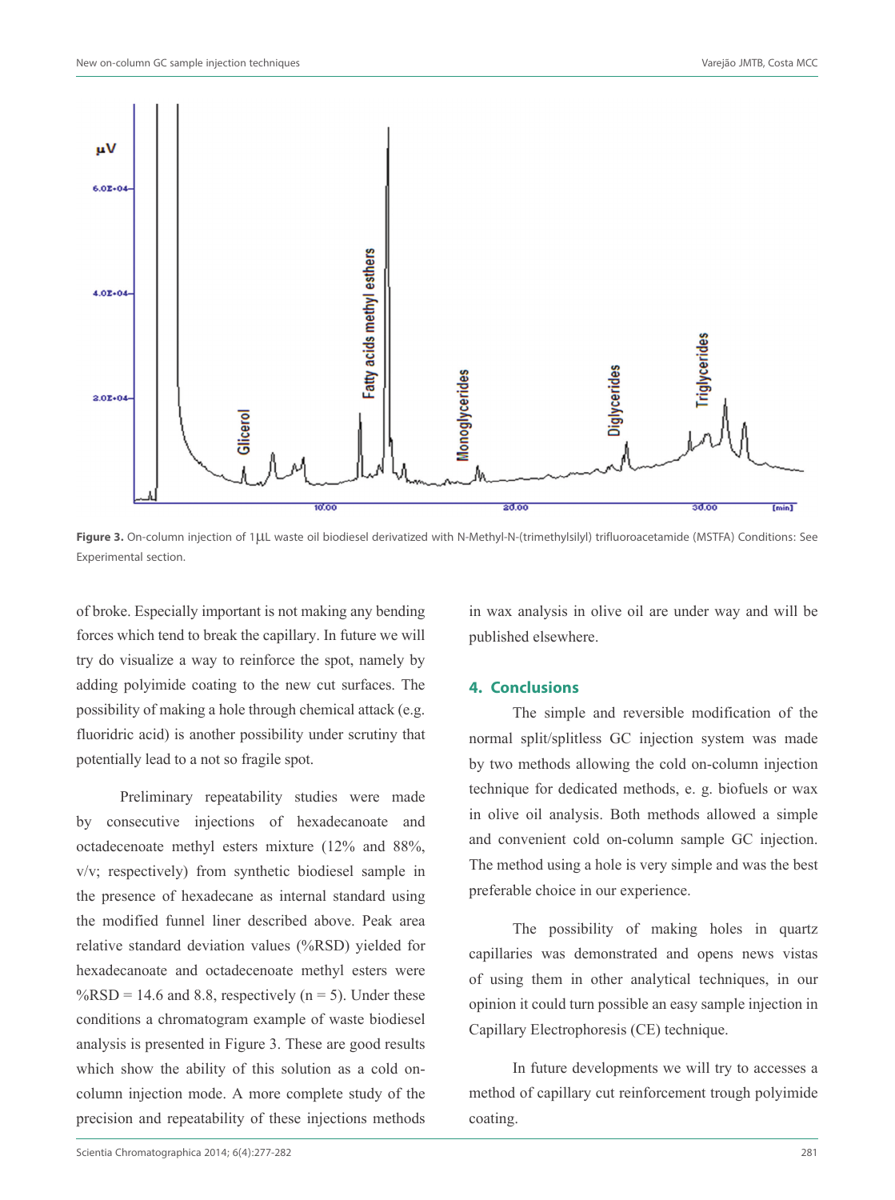Figure 3. On-column injection of 1µL waste oil biodiesel derivatized with N-Methyl-N-(trimethylsilyl) trifluoroacetamide (MSTFA) Conditions: See Experimental section.

of broke. Especially important is not making any bending forces which tend to break the capillary. In future we will try do visualize a way to reinforce the spot, namely by adding polyimide coating to the new cut surfaces. The possibility of making a hole through chemical attack (e.g. fluoridric acid) is another possibility under scrutiny that potentially lead to a not so fragile spot.

Preliminary repeatability studies were made by consecutive injections of hexadecanoate and octadecenoate methyl esters mixture (12% and 88%, v/v; respectively) from synthetic biodiesel sample in the presence of hexadecane as internal standard using the modified funnel liner described above. Peak area relative standard deviation values (%RSD) yielded for hexadecanoate and octadecenoate methyl esters were %RSD = 14.6 and 8.8, respectively (n = 5). Under these conditions a chromatogram example of waste biodiesel analysis is presented in Figure 3. These are good results which show the ability of this solution as a cold on-column injection mode. A more complete study of the precision and repeatability of these injections methods in wax analysis in olive oil are under way and will be published elsewhere.

## 4. Conclusions

The simple and reversible modification of the normal split/splitless GC injection system was made by two methods allowing the cold on-column injection technique for dedicated methods, e. g. biofuels or wax in olive oil analysis. Both methods allowed a simple and convenient cold on-column sample GC injection. The method using a hole is very simple and was the best preferable choice in our experience.

The possibility of making holes in quartz capillaries was demonstrated and opens news vistas of using them in other analytical techniques, in our opinion it could turn possible an easy sample injection in Capillary Electrophoresis (CE) technique.

In future developments we will try to accesses a method of capillary cut reinforcement trough polyimide coating.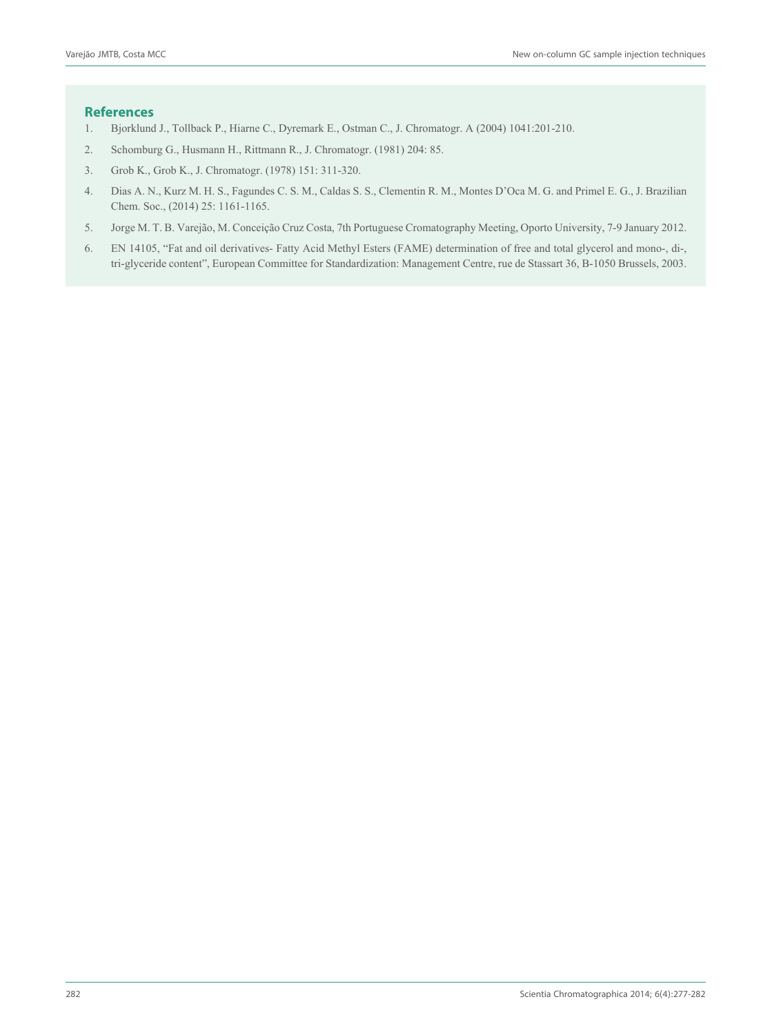## References

1. Bjorklund J., Tollback P., Hiarne C., Dyremark E., Ostman C., J. Chromatogr. A (2004) 1041:201-210.
2. Schomburg G., Husmann H., Rittmann R., J. Chromatogr. (1981) 204: 85.
3. Grob K., Grob K., J. Chromatogr. (1978) 151: 311-320.
4. Dias A. N., Kurz M. H. S., Fagundes C. S. M., Caldas S. S., Clementin R. M., Montes D'Oca M. G. and Primel E. G., J. Brazilian Chem. Soc., (2014) 25: 1161-1165.
5. Jorge M. T. B. Varejão, M. Conceição Cruz Costa, 7th Portuguese Cromatography Meeting, Oporto University, 7-9 January 2012.
6. EN 14105, "Fat and oil derivatives- Fatty Acid Methyl Esters (FAME) determination of free and total glycerol and mono-, di-, tri-glyceride content", European Committee for Standardization: Management Centre, rue de Stassart 36, B-1050 Brussels, 2003.